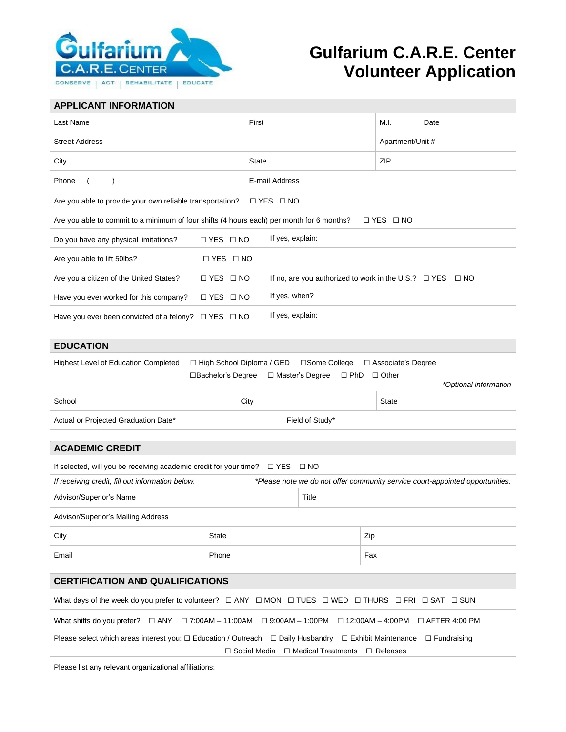# Gulfarium C.A.R.E. Center Volunteer Application

Gulfarium C.A.R.E. Center
CONSERVE | ACT | REHABILITATE | EDUCATE

## APPLICANT INFORMATION

| Last Name | First | M.I. | Date |
|---|---|---|---|
| Street Address | | Apartment/Unit # | |
| City | State | ZIP | |
| Phone ( ) | E-mail Address | | |

Are you able to provide your own reliable transportation? ☐ YES ☐ NO

Are you able to commit to a minimum of four shifts (4 hours each) per month for 6 months? ☐ YES ☐ NO

| | |
|---|---|
| Do you have any physical limitations? ☐ YES ☐ NO | If yes, explain: |
| Are you able to lift 50lbs? ☐ YES ☐ NO | |
| Are you a citizen of the United States? ☐ YES ☐ NO | If no, are you authorized to work in the U.S.? ☐ YES ☐ NO |
| Have you ever worked for this company? ☐ YES ☐ NO | If yes, when? |
| Have you ever been convicted of a felony? ☐ YES ☐ NO | If yes, explain: |

## EDUCATION

Highest Level of Education Completed ☐ High School Diploma / GED ☐Some College ☐ Associate's Degree ☐Bachelor's Degree ☐ Master's Degree ☐ PhD ☐ Other

*\*Optional information*

| School | City | State |
|---|---|---|
| Actual or Projected Graduation Date* | Field of Study* | |

## ACADEMIC CREDIT

If selected, will you be receiving academic credit for your time? ☐ YES ☐ NO

*If receiving credit, fill out information below.* *\*Please note we do not offer community service court-appointed opportunities.*

| Advisor/Superior's Name | Title | |
|---|---|---|
| Advisor/Superior's Mailing Address | | |
| City | State | Zip |
| Email | Phone | Fax |

## CERTIFICATION AND QUALIFICATIONS

What days of the week do you prefer to volunteer? ☐ ANY ☐ MON ☐ TUES ☐ WED ☐ THURS ☐ FRI ☐ SAT ☐ SUN

What shifts do you prefer? ☐ ANY ☐ 7:00AM – 11:00AM ☐ 9:00AM – 1:00PM ☐ 12:00AM – 4:00PM ☐ AFTER 4:00 PM

Please select which areas interest you: ☐ Education / Outreach ☐ Daily Husbandry ☐ Exhibit Maintenance ☐ Fundraising ☐ Social Media ☐ Medical Treatments ☐ Releases

Please list any relevant organizational affiliations: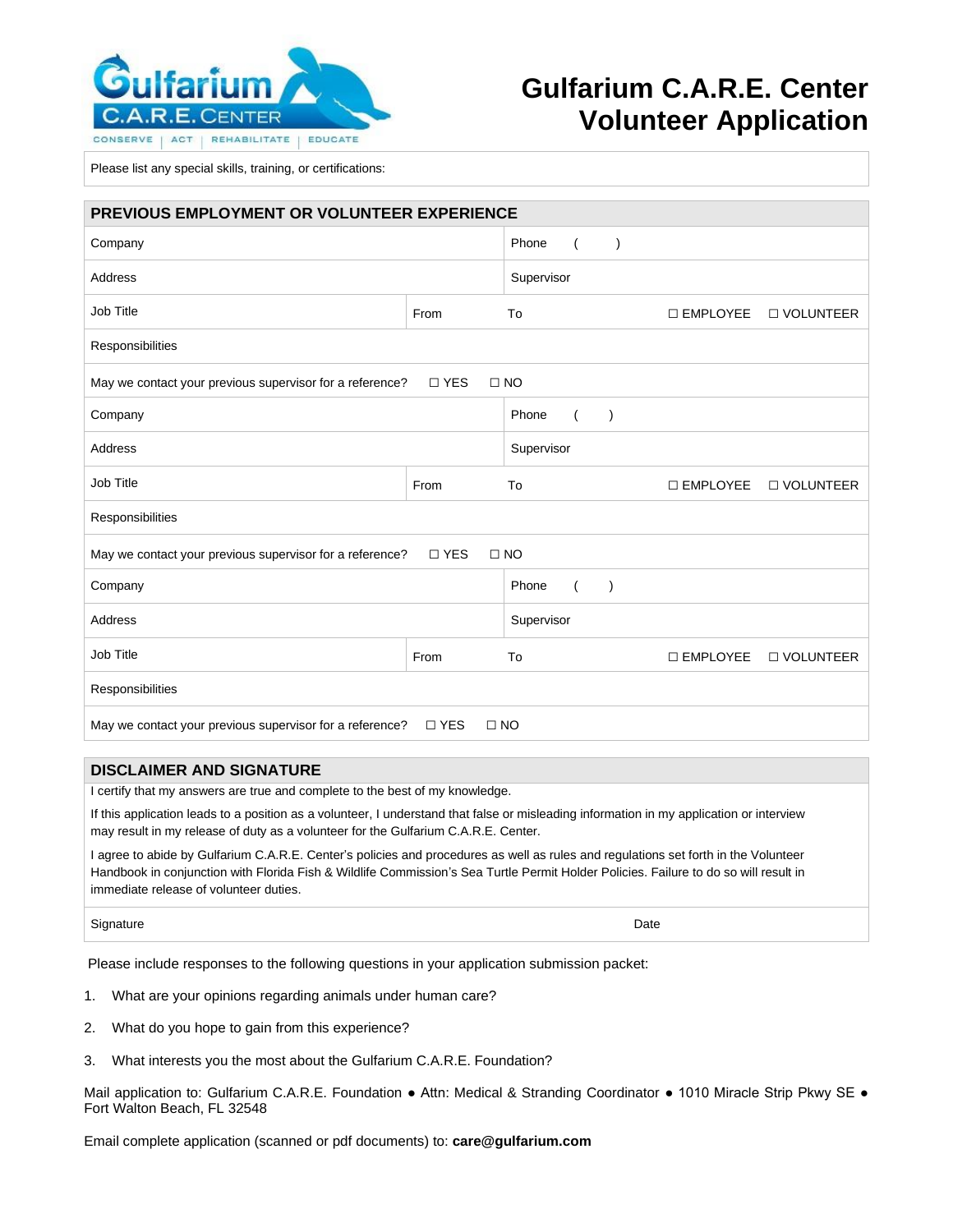# Gulfarium C.A.R.E. Center Volunteer Application

| |
|---|
| Please list any special skills, training, or certifications: |

## PREVIOUS EMPLOYMENT OR VOLUNTEER EXPERIENCE

| | | | |
|---|---|---|---|
| Company | | Phone ( ) | |
| Address | | Supervisor | |
| Job Title | From | To | ☐ EMPLOYEE ☐ VOLUNTEER |
| Responsibilities | | | |
| May we contact your previous supervisor for a reference? ☐ YES ☐ NO | | | |
| Company | | Phone ( ) | |
| Address | | Supervisor | |
| Job Title | From | To | ☐ EMPLOYEE ☐ VOLUNTEER |
| Responsibilities | | | |
| May we contact your previous supervisor for a reference? ☐ YES ☐ NO | | | |
| Company | | Phone ( ) | |
| Address | | Supervisor | |
| Job Title | From | To | ☐ EMPLOYEE ☐ VOLUNTEER |
| Responsibilities | | | |
| May we contact your previous supervisor for a reference? ☐ YES ☐ NO | | | |

## DISCLAIMER AND SIGNATURE

I certify that my answers are true and complete to the best of my knowledge.

If this application leads to a position as a volunteer, I understand that false or misleading information in my application or interview may result in my release of duty as a volunteer for the Gulfarium C.A.R.E. Center.

I agree to abide by Gulfarium C.A.R.E. Center's policies and procedures as well as rules and regulations set forth in the Volunteer Handbook in conjunction with Florida Fish & Wildlife Commission's Sea Turtle Permit Holder Policies. Failure to do so will result in immediate release of volunteer duties.

| | |
|---|---|
| Signature | Date |

Please include responses to the following questions in your application submission packet:

1. What are your opinions regarding animals under human care?
2. What do you hope to gain from this experience?
3. What interests you the most about the Gulfarium C.A.R.E. Foundation?

Mail application to: Gulfarium C.A.R.E. Foundation ● Attn: Medical & Stranding Coordinator ● 1010 Miracle Strip Pkwy SE ● Fort Walton Beach, FL 32548

Email complete application (scanned or pdf documents) to: **care@gulfarium.com**